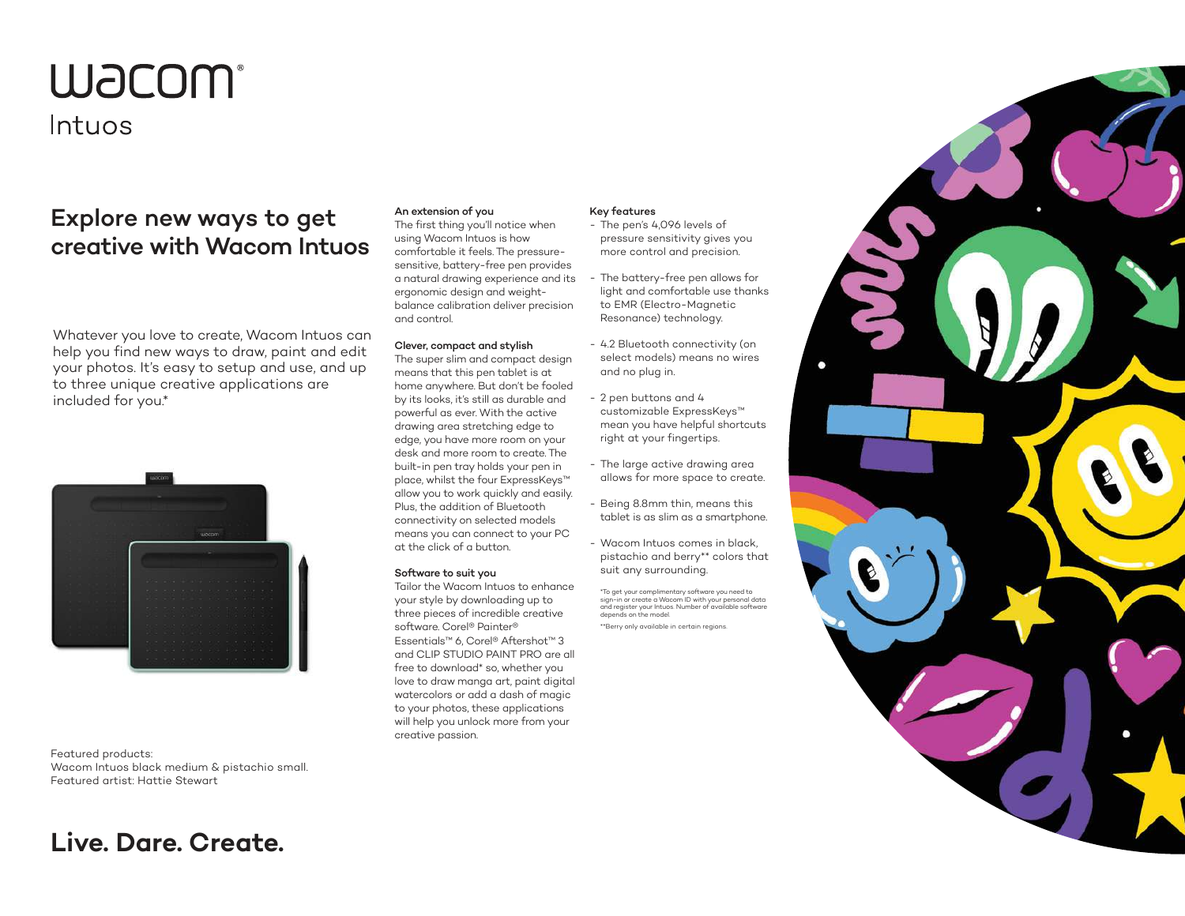# wacom®

Intuos

## Explore new ways to get creative with Wacom Intuos

Whatever you love to create, Wacom Intuos can help you find new ways to draw, paint and edit your photos. It's easy to setup and use, and up to three unique creative applications are included for you.*

Featured products:
Wacom Intuos black medium & pistachio small.
Featured artist: Hattie Stewart

**An extension of you**

The first thing you'll notice when using Wacom Intuos is how comfortable it feels. The pressure-sensitive, battery-free pen provides a natural drawing experience and its ergonomic design and weight-balance calibration deliver precision and control.

**Clever, compact and stylish**

The super slim and compact design means that this pen tablet is at home anywhere. But don't be fooled by its looks, it's still as durable and powerful as ever. With the active drawing area stretching edge to edge, you have more room on your desk and more room to create. The built-in pen tray holds your pen in place, whilst the four ExpressKeys™ allow you to work quickly and easily. Plus, the addition of Bluetooth connectivity on selected models means you can connect to your PC at the click of a button.

**Software to suit you**

Tailor the Wacom Intuos to enhance your style by downloading up to three pieces of incredible creative software. Corel® Painter® Essentials™ 6, Corel® Aftershot™ 3 and CLIP STUDIO PAINT PRO are all free to download* so, whether you love to draw manga art, paint digital watercolors or add a dash of magic to your photos, these applications will help you unlock more from your creative passion.

**Key features**

- The pen's 4,096 levels of pressure sensitivity gives you more control and precision.
- The battery-free pen allows for light and comfortable use thanks to EMR (Electro-Magnetic Resonance) technology.
- 4.2 Bluetooth connectivity (on select models) means no wires and no plug in.
- 2 pen buttons and 4 customizable ExpressKeys™ mean you have helpful shortcuts right at your fingertips.
- The large active drawing area allows for more space to create.
- Being 8.8mm thin, means this tablet is as slim as a smartphone.
- Wacom Intuos comes in black, pistachio and berry** colors that suit any surrounding.

*To get your complimentary software you need to sign-in or create a Wacom ID with your personal data and register your Intuos. Number of available software depends on the model.

**Berry only available in certain regions.

## Live. Dare. Create.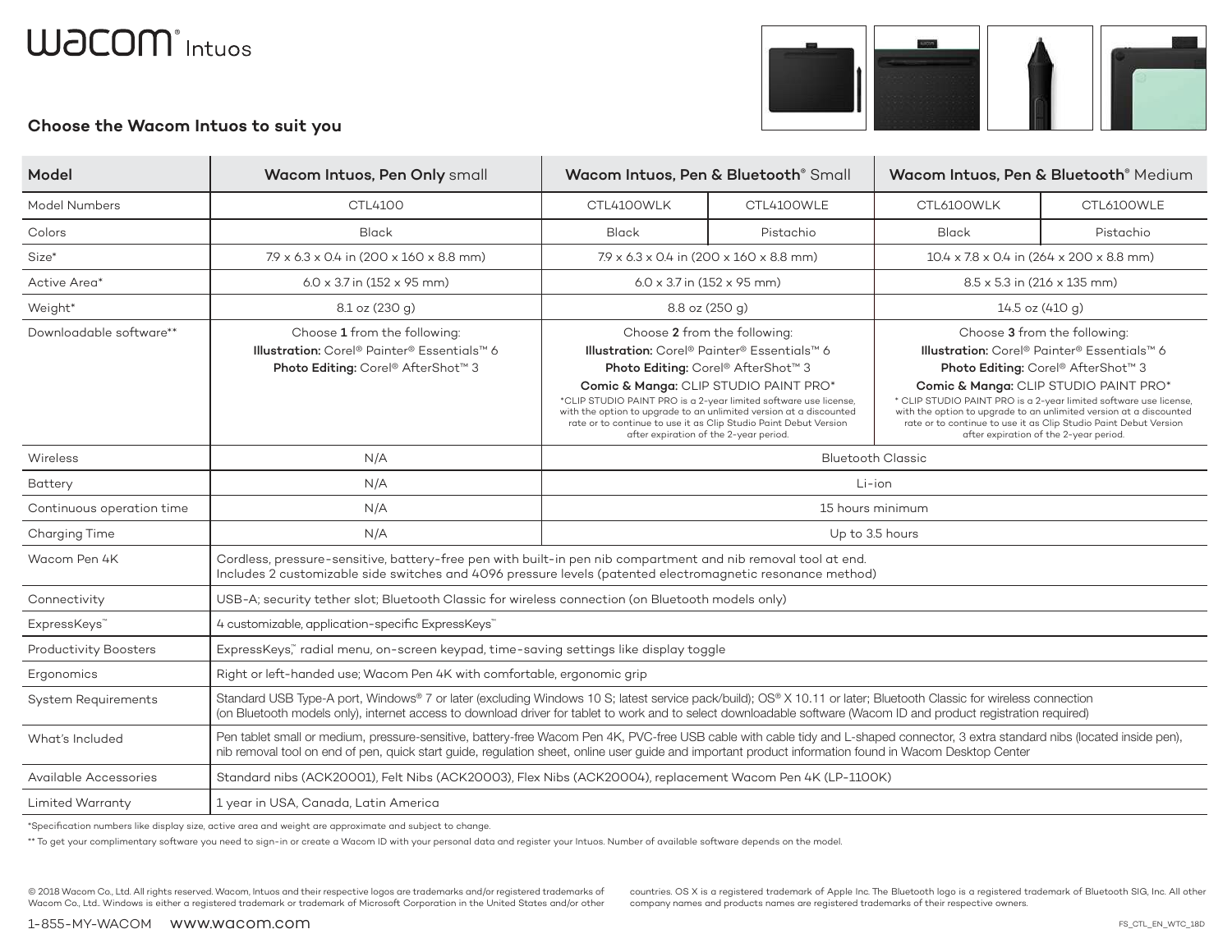# Wacom® Intuos

## Choose the Wacom Intuos to suit you

| Model | **Wacom Intuos, Pen Only** small | **Wacom Intuos, Pen & Bluetooth®** Small | | **Wacom Intuos, Pen & Bluetooth®** Medium | |
|---|---|---|---|---|---|
| Model Numbers | CTL4100 | CTL4100WLK | CTL4100WLE | CTL6100WLK | CTL6100WLE |
| Colors | Black | Black | Pistachio | Black | Pistachio |
| Size* | 7.9 x 6.3 x 0.4 in (200 x 160 x 8.8 mm) | 7.9 x 6.3 x 0.4 in (200 x 160 x 8.8 mm) | | 10.4 x 7.8 x 0.4 in (264 x 200 x 8.8 mm) | |
| Active Area* | 6.0 x 3.7 in (152 x 95 mm) | 6.0 x 3.7 in (152 x 95 mm) | | 8.5 x 5.3 in (216 x 135 mm) | |
| Weight* | 8.1 oz (230 g) | 8.8 oz (250 g) | | 14.5 oz (410 g) | |
| Downloadable software** | Choose **1** from the following: **Illustration:** Corel® Painter® Essentials™ 6 **Photo Editing:** Corel® AfterShot™ 3 | Choose **2** from the following: **Illustration:** Corel® Painter® Essentials™ 6 **Photo Editing:** Corel® AfterShot™ 3 **Comic & Manga:** CLIP STUDIO PAINT PRO* *CLIP STUDIO PAINT PRO is a 2-year limited software use license, with the option to upgrade to an unlimited version at a discounted rate or to continue to use it as Clip Studio Paint Debut Version after expiration of the 2-year period. | | Choose **3** from the following: **Illustration:** Corel® Painter® Essentials™ 6 **Photo Editing:** Corel® AfterShot™ 3 **Comic & Manga:** CLIP STUDIO PAINT PRO* * CLIP STUDIO PAINT PRO is a 2-year limited software use license, with the option to upgrade to an unlimited version at a discounted rate or to continue to use it as Clip Studio Paint Debut Version after expiration of the 2-year period. | |
| Wireless | N/A | Bluetooth Classic | | | |
| Battery | N/A | Li-ion | | | |
| Continuous operation time | N/A | 15 hours minimum | | | |
| Charging Time | N/A | Up to 3.5 hours | | | |
| Wacom Pen 4K | Cordless, pressure-sensitive, battery-free pen with built-in pen nib compartment and nib removal tool at end. Includes 2 customizable side switches and 4096 pressure levels (patented electromagnetic resonance method) | | | | |
| Connectivity | USB-A; security tether slot; Bluetooth Classic for wireless connection (on Bluetooth models only) | | | | |
| ExpressKeys™ | 4 customizable, application-specific ExpressKeys™ | | | | |
| Productivity Boosters | ExpressKeys,™ radial menu, on-screen keypad, time-saving settings like display toggle | | | | |
| Ergonomics | Right or left-handed use; Wacom Pen 4K with comfortable, ergonomic grip | | | | |
| System Requirements | Standard USB Type-A port, Windows® 7 or later (excluding Windows 10 S; latest service pack/build); OS® X 10.11 or later; Bluetooth Classic for wireless connection (on Bluetooth models only), internet access to download driver for tablet to work and to select downloadable software (Wacom ID and product registration required) | | | | |
| What's Included | Pen tablet small or medium, pressure-sensitive, battery-free Wacom Pen 4K, PVC-free USB cable with cable tidy and L-shaped connector, 3 extra standard nibs (located inside pen), nib removal tool on end of pen, quick start guide, regulation sheet, online user guide and important product information found in Wacom Desktop Center | | | | |
| Available Accessories | Standard nibs (ACK20001), Felt Nibs (ACK20003), Flex Nibs (ACK20004), replacement Wacom Pen 4K (LP-1100K) | | | | |
| Limited Warranty | 1 year in USA, Canada, Latin America | | | | |

*Specification numbers like display size, active area and weight are approximate and subject to change.

** To get your complimentary software you need to sign-in or create a Wacom ID with your personal data and register your Intuos. Number of available software depends on the model.

© 2018 Wacom Co., Ltd. All rights reserved. Wacom, Intuos and their respective logos are trademarks and/or registered trademarks of Wacom Co., Ltd. Windows is either a registered trademark or trademark of Microsoft Corporation in the United States and/or other countries. OS X is a registered trademark of Apple Inc. The Bluetooth logo is a registered trademark of Bluetooth SIG, Inc. All other company names and products names are registered trademarks of their respective owners.

1-855-MY-WACOM www.wacom.com

FS_CTL_EN_WTC_18D